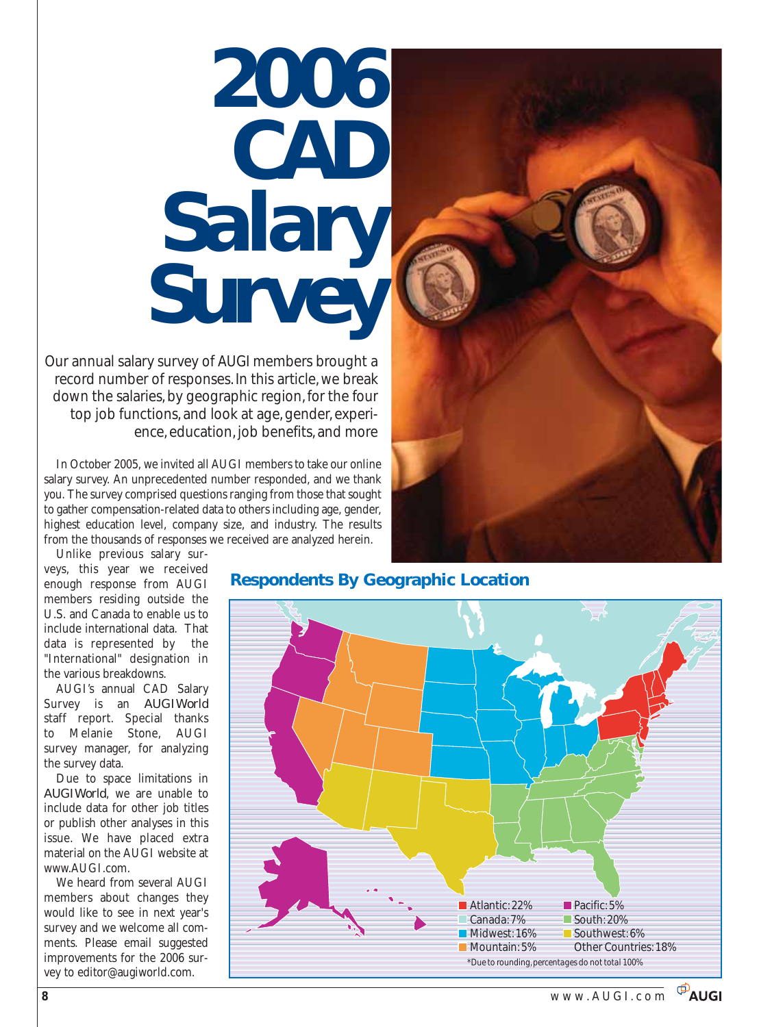# 2006 CAD Salary Survey

Our annual salary survey of AUGI members brought a record number of responses. In this article, we break down the salaries, by geographic region, for the four top job functions, and look at age, gender, experience, education, job benefits, and more

In October 2005, we invited all AUGI members to take our online salary survey. An unprecedented number responded, and we thank you. The survey comprised questions ranging from those that sought to gather compensation-related data to others including age, gender, highest education level, company size, and industry. The results from the thousands of responses we received are analyzed herein.

Unlike previous salary surveys, this year we received enough response from AUGI members residing outside the U.S. and Canada to enable us to include international data. That data is represented by the "International" designation in the various breakdowns.

AUGI's annual CAD Salary Survey is an *AUGIWorld* staff report. Special thanks to Melanie Stone, AUGI survey manager, for analyzing the survey data.

Due to space limitations in *AUGIWorld*, we are unable to include data for other job titles or publish other analyses in this issue. We have placed extra material on the AUGI website at www.AUGI.com.

We heard from several AUGI members about changes they would like to see in next year's survey and we welcome all comments. Please email suggested improvements for the 2006 survey to editor@augiworld.com.

## Respondents By Geographic Location

- Atlantic: 22%
- Canada: 7%
- Midwest: 16%
- Mountain: 5%
- Pacific: 5%
- South: 20%
- Southwest: 6%
- Other Countries: 18%

*Due to rounding, percentages do not total 100%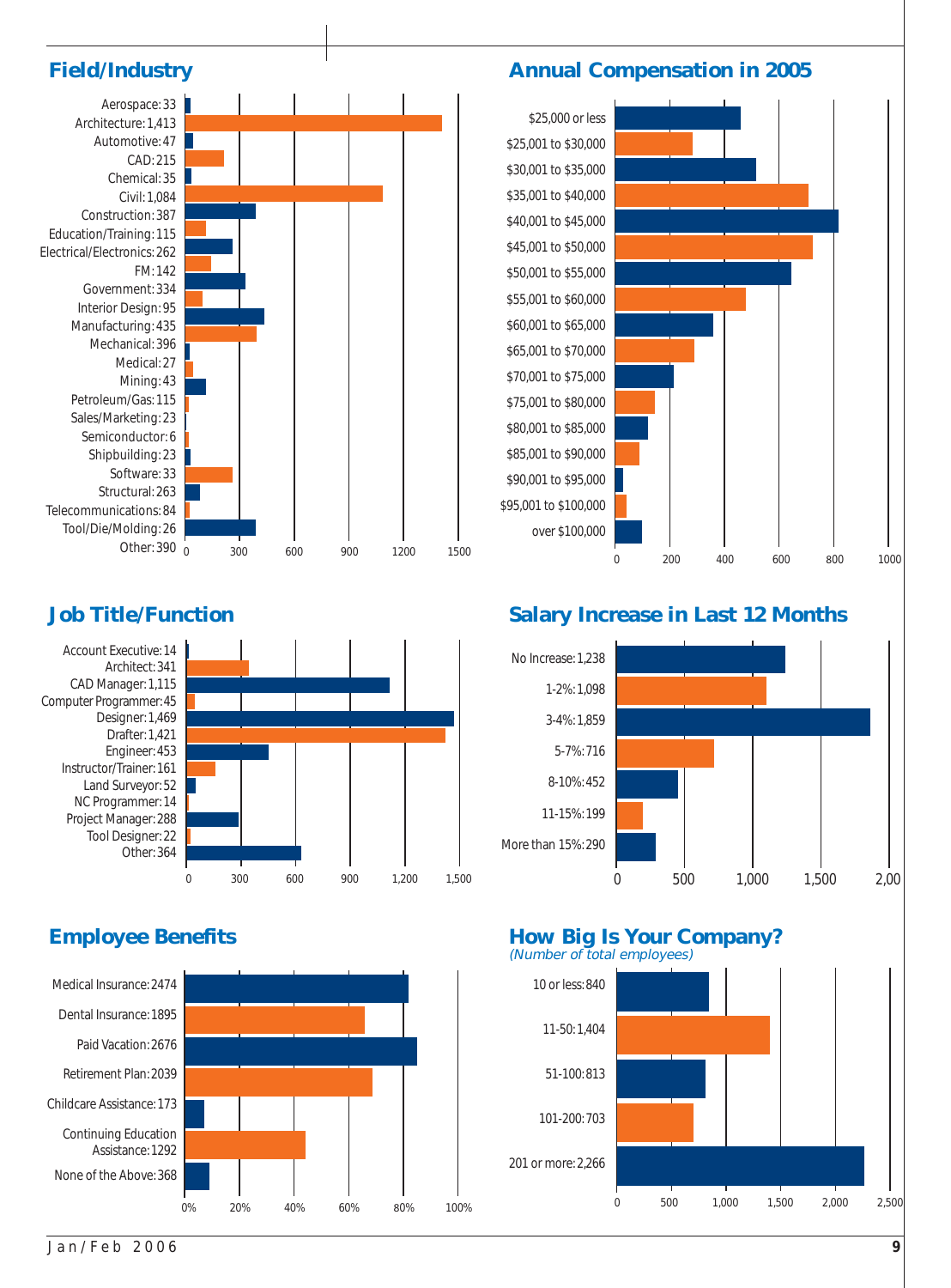## Field/Industry

| Field/Industry | Count |
| --- | --- |
| Aerospace | 33 |
| Architecture | 1,413 |
| Automotive | 47 |
| CAD | 215 |
| Chemical | 35 |
| Civil | 1,084 |
| Construction | 387 |
| Education/Training | 115 |
| Electrical/Electronics | 262 |
| FM | 142 |
| Government | 334 |
| Interior Design | 95 |
| Manufacturing | 435 |
| Mechanical | 396 |
| Medical | 27 |
| Mining | 43 |
| Petroleum/Gas | 115 |
| Sales/Marketing | 23 |
| Semiconductor | 6 |
| Shipbuilding | 23 |
| Software | 33 |
| Structural | 263 |
| Telecommunications | 84 |
| Tool/Die/Molding | 26 |
| Other | 390 |

## Annual Compensation in 2005

| Annual Compensation |
| --- |
| $25,000 or less |
| $25,001 to $30,000 |
| $30,001 to $35,000 |
| $35,001 to $40,000 |
| $40,001 to $45,000 |
| $45,001 to $50,000 |
| $50,001 to $55,000 |
| $55,001 to $60,000 |
| $60,001 to $65,000 |
| $65,001 to $70,000 |
| $70,001 to $75,000 |
| $75,001 to $80,000 |
| $80,001 to $85,000 |
| $85,001 to $90,000 |
| $90,001 to $95,000 |
| $95,001 to $100,000 |
| over $100,000 |

## Job Title/Function

| Job Title/Function | Count |
| --- | --- |
| Account Executive | 14 |
| Architect | 341 |
| CAD Manager | 1,115 |
| Computer Programmer | 45 |
| Designer | 1,469 |
| Drafter | 1,421 |
| Engineer | 453 |
| Instructor/Trainer | 161 |
| Land Surveyor | 52 |
| NC Programmer | 14 |
| Project Manager | 288 |
| Tool Designer | 22 |
| Other | 364 |

## Salary Increase in Last 12 Months

| Salary Increase | Count |
| --- | --- |
| No Increase | 1,238 |
| 1-2% | 1,098 |
| 3-4% | 1,859 |
| 5-7% | 716 |
| 8-10% | 452 |
| 11-15% | 199 |
| More than 15% | 290 |

## Employee Benefits

| Employee Benefit | Count |
| --- | --- |
| Medical Insurance | 2474 |
| Dental Insurance | 1895 |
| Paid Vacation | 2676 |
| Retirement Plan | 2039 |
| Childcare Assistance | 173 |
| Continuing Education Assistance | 1292 |
| None of the Above | 368 |

## How Big Is Your Company?

*(Number of total employees)*

| Company Size | Count |
| --- | --- |
| 10 or less | 840 |
| 11-50 | 1,404 |
| 51-100 | 813 |
| 101-200 | 703 |
| 201 or more | 2,266 |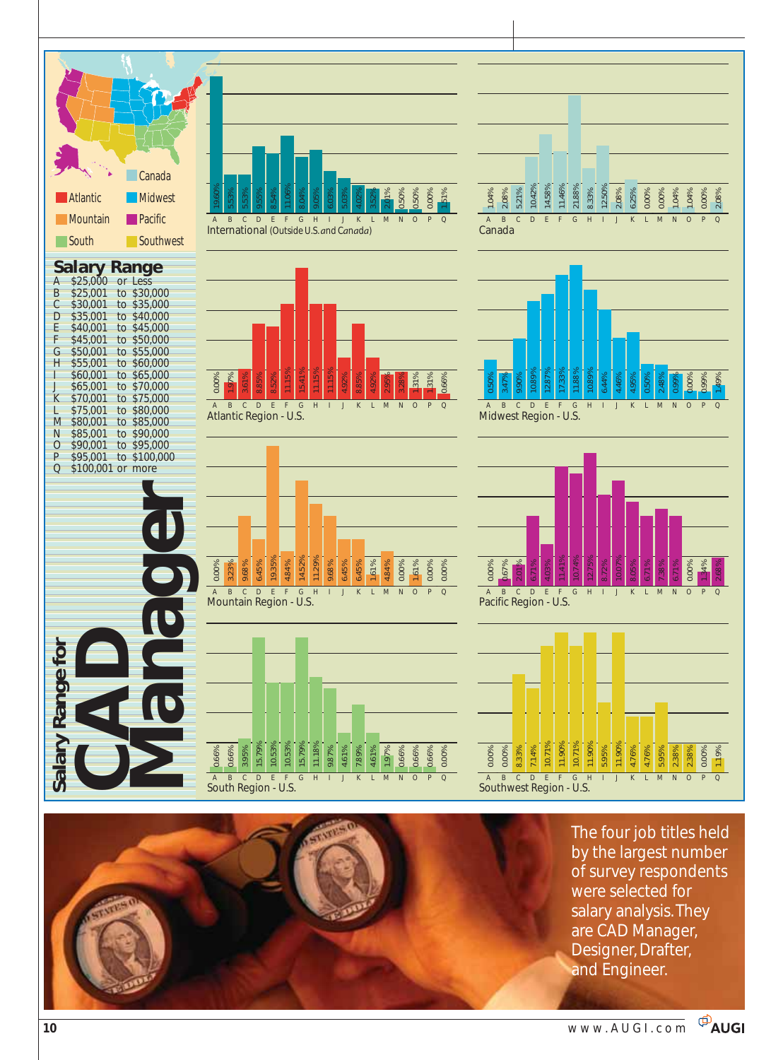# Salary Range for CAD Manager

Canada | Atlantic | Midwest | Mountain | Pacific | South | Southwest

## Salary Range

| Code | Range |
|---|---|
| A | $25,000 or Less |
| B | $25,001 to $30,000 |
| C | $30,001 to $35,000 |
| D | $35,001 to $40,000 |
| E | $40,001 to $45,000 |
| F | $45,001 to $50,000 |
| G | $50,001 to $55,000 |
| H | $55,001 to $60,000 |
| I | $60,001 to $65,000 |
| J | $65,001 to $70,000 |
| K | $70,001 to $75,000 |
| L | $75,001 to $80,000 |
| M | $80,001 to $85,000 |
| N | $85,001 to $90,000 |
| O | $90,001 to $95,000 |
| P | $95,001 to $100,000 |
| Q | $100,001 or more |

| Region | A | B | C | D | E | F | G | H | I | J | K | L | M | N | O | P | Q |
|---|---|---|---|---|---|---|---|---|---|---|---|---|---|---|---|---|---|
| International (Outside U.S. and Canada) | 19.60% | 5.53% | 5.53% | 9.55% | 8.54% | 11.06% | 8.04% | 9.05% | 6.03% | 5.03% | 4.02% | 3.52% | 2.01% | 0.50% | 0.50% | 0.00% | 1.51% |
| Canada | 1.04% | 2.08% | 5.21% | 10.42% | 14.58% | 11.46% | 21.88% | 8.33% | 12.50% | 2.08% | 6.25% | 0.00% | 0.00% | 1.04% | 1.04% | 0.00% | 2.08% |
| Atlantic Region - U.S. | 0.00% | 1.97% | 3.61% | 8.85% | 8.52% | 11.15% | 15.41% | 11.15% | 11.15% | 4.92% | 8.85% | 4.92% | 2.95% | 3.28% | 1.31% | 1.31% | 0.66% |
| Midwest Region - U.S. | 0.50% | 3.47% | 9.90% | 10.89% | 12.87% | 17.33% | 11.88% | 10.89% | 6.44% | 4.46% | 4.95% | 0.50% | 2.48% | 0.99% | 0.00% | 0.99% | 1.49% |
| Mountain Region - U.S. | 0.00% | 3.23% | 9.68% | 6.45% | 19.35% | 4.84% | 14.52% | 11.29% | 9.68% | 6.45% | 6.45% | 4.61% | 4.84% | 0.00% | 1.61% | 0.00% | 0.00% |
| Pacific Region - U.S. | 0.00% | 0.67% | 2.01% | 6.71% | 4.03% | 11.41% | 10.74% | 12.75% | 8.72% | 10.07% | 8.05% | 6.71% | 7.38% | 6.71% | 0.00% | 1.34% | 2.68% |
| South Region - U.S. | 0.66% | 0.66% | 3.95% | 15.79% | 10.53% | 10.53% | 15.79% | 11.18% | 9.87% | 4.61% | 7.89% | 4.61% | 1.97% | 0.66% | 0.66% | 0.66% | 0.00% |
| Southwest Region - U.S. | 0.00% | 0.00% | 8.33% | 7.14% | 10.71% | 11.90% | 10.71% | 11.90% | 5.95% | 11.90% | 4.76% | 4.76% | 5.95% | 2.38% | 2.38% | 0.00% | 1.19% |

The four job titles held by the largest number of survey respondents were selected for salary analysis. They are CAD Manager, Designer, Drafter, and Engineer.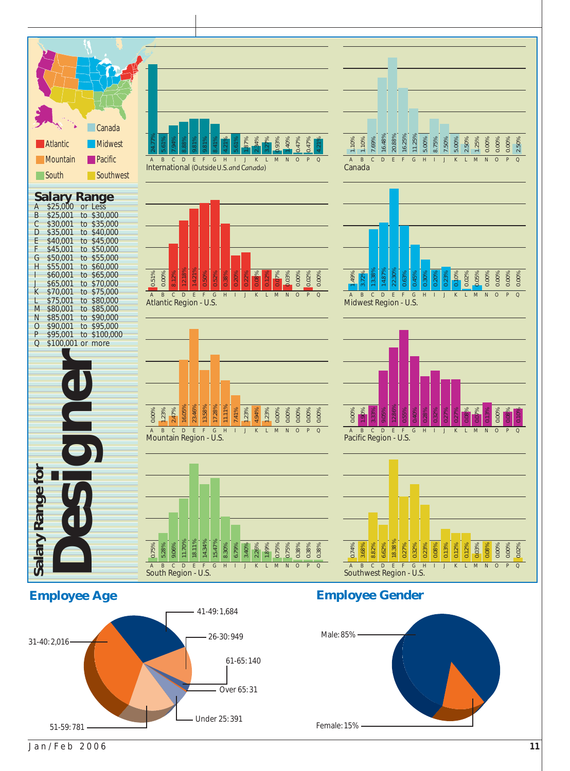# Salary Range for Designer

**Regions:** Canada, Atlantic, Midwest, Mountain, Pacific, South, Southwest

## Salary Range

| Code | Range |
|---|---|
| A | $25,000 or Less |
| B | $25,001 to $30,000 |
| C | $30,001 to $35,000 |
| D | $35,001 to $40,000 |
| E | $40,001 to $45,000 |
| F | $45,001 to $50,000 |
| G | $50,001 to $55,000 |
| H | $55,001 to $60,000 |
| I | $60,001 to $65,000 |
| J | $65,001 to $70,000 |
| K | $70,001 to $75,000 |
| L | $75,001 to $80,000 |
| M | $80,001 to $85,000 |
| N | $85,001 to $90,000 |
| O | $90,001 to $95,000 |
| P | $95,001 to $100,000 |
| Q | $100,001 or more |

| Region | A | B | C | D | E | F | G | H | I | J | K | L | M | N | O | P | Q |
|---|---|---|---|---|---|---|---|---|---|---|---|---|---|---|---|---|---|
| International (Outside U.S. and Canada) | 24.77% | 5.61% | 7.94% | 8.88% | 9.81% | 9.81% | 8.41% | 4.21% | 5.61% | 1.87% | 2.34% | 3.27% | 0.93% | 1.40% | 0.47% | 0.47% | 4.21% |
| Canada | 1.10% | 1.10% | 7.69% | 16.48% | 20.88% | 16.25% | 11.25% | 5.00% | 8.75% | 7.50% | 5.00% | 2.50% | 1.25% | 0.00% | 0.00% | 0.00% | 2.50% |
| Atlantic Region - U.S. | 0.51% | 0.00% | 8.12% | 12.18% | 14.21% | 0.50% | 0.52% | 0.38% | 0.20% | 0.22% | 0.08% | 0.12% | 0.07% | 0.03% | 0.00% | 0.02% | 0.00% |
| Midwest Region - U.S. | 1.49% | 3.72% | 13.38% | 14.87% | 22.30% | 0.63% | 0.45% | 0.30% | 0.20% | 0.23% | 0.10% | 0.02% | 0.05% | 0.00% | 0.00% | 0.00% | 0.00% |
| Mountain Region - U.S. | 0.00% | 1.23% | 2.47% | 16.05% | 23.46% | 13.58% | 17.28% | 11.11% | 7.41% | 1.23% | 4.94% | 1.23% | 0.00% | 0.00% | 0.00% | 0.00% | 0.00% |
| Pacific Region - U.S. | 0.00% | 1.50% | 3.33% | 9.05% | 12.86% | 0.55% | 0.40% | 0.28% | 0.32% | 0.27% | 0.27% | 0.08% | 0.07% | 0.13% | 0.00% | 0.08% | 0.10% |
| South Region - U.S. | 0.75% | 5.28% | 9.06% | 11.70% | 18.11% | 14.34% | 15.47% | 8.30% | 6.79% | 3.40% | 2.26% | 1.89% | 0.75% | 0.75% | 0.38% | 0.38% | 0.38% |
| Southwest Region - U.S. | 0.74% | 3.68% | 8.82% | 6.62% | 18.38% | 0.27% | 0.32% | 0.23% | 0.08% | 0.13% | 0.12% | 0.12% | 0.03% | 0.08% | 0.00% | 0.00% | 0.02% |

## Employee Age

| Age | Count |
|---|---|
| Under 25 | 391 |
| 26-30 | 949 |
| 31-40 | 2,016 |
| 41-49 | 1,684 |
| 51-59 | 781 |
| 61-65 | 140 |
| Over 65 | 31 |

## Employee Gender

| Gender | Percent |
|---|---|
| Male | 85% |
| Female | 15% |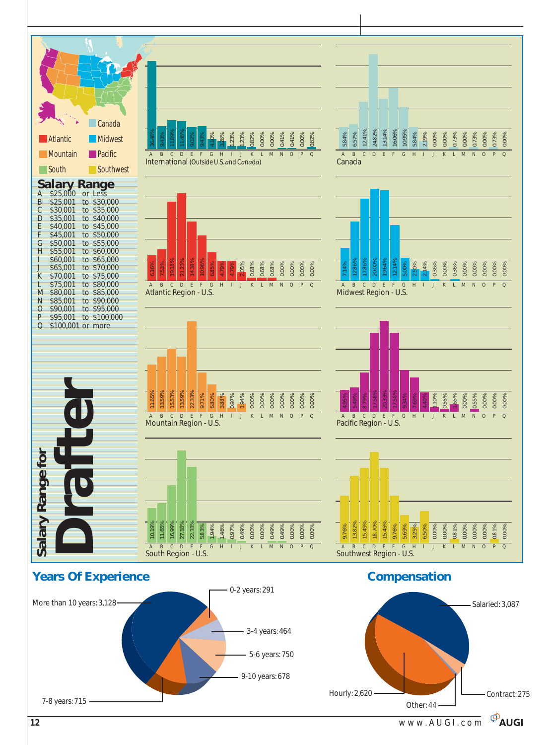# Salary Range for Drafter

**Regions:** Canada, Atlantic, Midwest, Mountain, Pacific, South, Southwest

## Salary Range

| | Range |
|---|---|
| A | $25,000 or Less |
| B | $25,001 to $30,000 |
| C | $30,001 to $35,000 |
| D | $35,001 to $40,000 |
| E | $40,001 to $45,000 |
| F | $45,001 to $50,000 |
| G | $50,001 to $55,000 |
| H | $55,001 to $60,000 |
| I | $60,001 to $65,000 |
| J | $65,001 to $70,000 |
| K | $70,001 to $75,000 |
| L | $75,001 to $80,000 |
| M | $80,001 to $85,000 |
| N | $85,001 to $90,000 |
| O | $90,001 to $95,000 |
| P | $95,001 to $100,000 |
| Q | $100,001 or more |

| Region | A | B | C | D | E | F | G | H | I | J | K | L | M | N | O | P | Q |
|---|---|---|---|---|---|---|---|---|---|---|---|---|---|---|---|---|---|
| International (Outside U.S. and Canada) | 36.48% | 9.43% | 11.89% | 11.48% | 9.02% | 9.43% | 4.10% | 3.28% | 1.23% | 1.23% | 0.82% | 0.00% | 0.00% | 0.41% | 0.41% | 0.00% | 0.82% |
| Canada | 5.84% | 6.57% | 12.41% | 24.82% | 13.14% | 16.06% | 10.95% | 5.84% | 2.19% | 0.00% | 0.00% | 0.73% | 0.00% | 0.73% | 0.00% | 0.73% | 0.00% |
| Atlantic Region - U.S. | 6.16% | 7.53% | 19.18% | 21.23% | 14.38% | 10.96% | 6.85% | 4.79% | 4.79% | 2.05% | 0.68% | 0.68% | 0.68% | 0.00% | 0.00% | 0.00% | 0.00% |
| Midwest Region - U.S. | 7.14% | 12.86% | 17.86% | 20.00% | 19.64% | 12.14% | 5.00% | 2.50% | 2.14% | 0.36% | 0.00% | 0.36% | 0.00% | 0.00% | 0.00% | 0.00% | 0.00% |
| Mountain Region - U.S. | 11.65% | 13.59% | 15.53% | 13.59% | 22.33% | 9.71% | 6.80% | 3.88% | 0.97% | 1.94% | 0.00% | 0.00% | 0.00% | 0.00% | 0.00% | 0.00% | 0.00% |
| Pacific Region - U.S. | 4.95% | 5.49% | 8.79% | 17.58% | 20.33% | 17.58% | 9.34% | 7.69% | 4.40% | 1.10% | 0.55% | 1.65% | 0.00% | 0.55% | 0.00% | 0.00% | 0.00% |
| South Region - U.S. | 10.19% | 11.65% | 16.99% | 27.18% | 22.33% | 5.83% | 1.94% | 1.46% | 0.97% | 0.49% | 0.00% | 0.00% | 0.49% | 0.49% | 0.00% | 0.00% | 0.00% |
| Southwest Region - U.S. | 9.76% | 13.82% | 15.45% | 18.70% | 15.45% | 9.76% | 5.69% | 3.25% | 6.50% | 0.00% | 0.00% | 0.81% | 0.00% | 0.00% | 0.00% | 0.81% | 0.00% |

## Years Of Experience

- 0-2 years: 291
- 3-4 years: 464
- 5-6 years: 750
- 7-8 years: 715
- 9-10 years: 678
- More than 10 years: 3,128

## Compensation

- Salaried: 3,087
- Hourly: 2,620
- Contract: 275
- Other: 44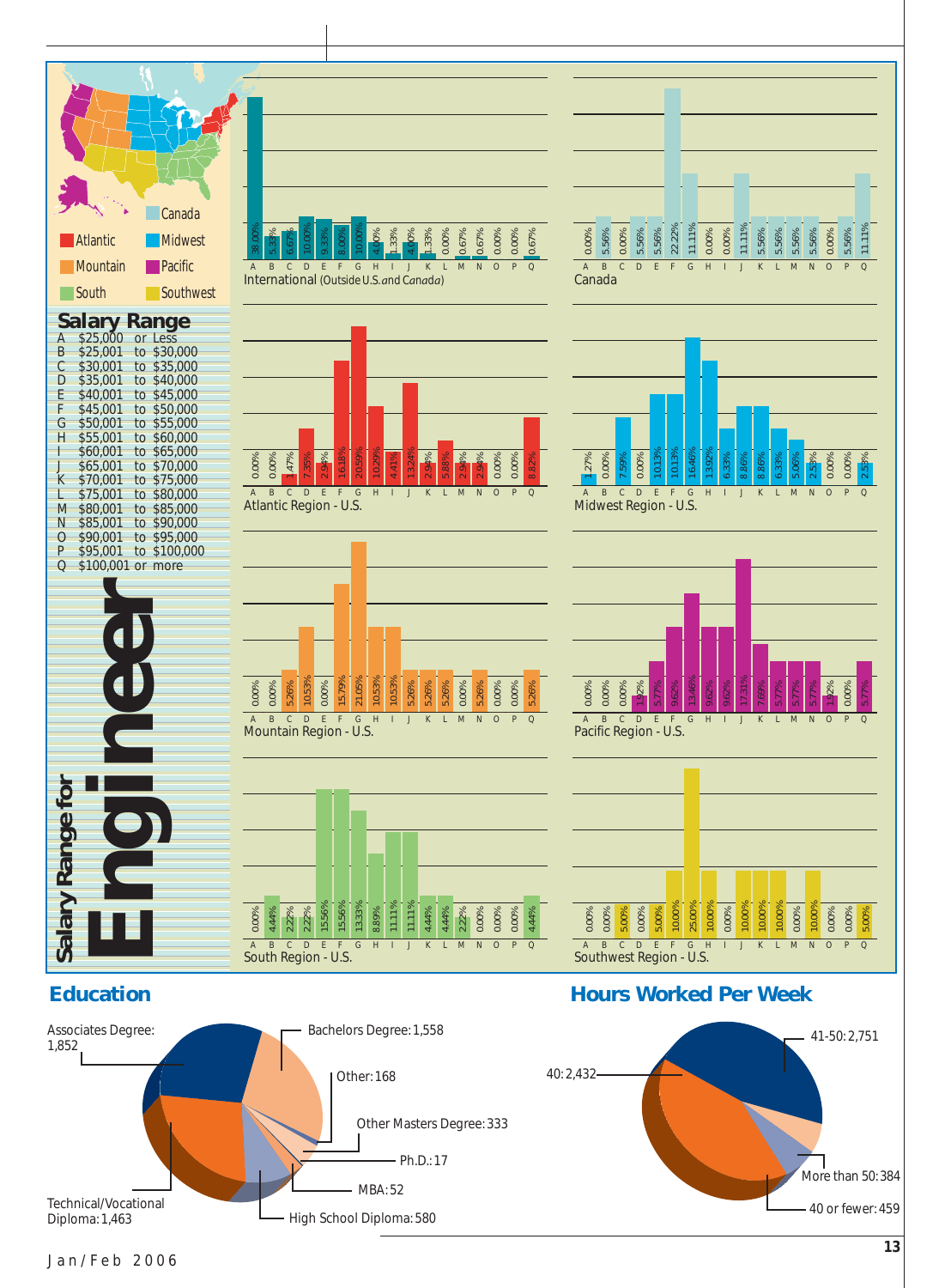# Salary Range for Engineer

Canada
Atlantic
Midwest
Mountain
Pacific
South
Southwest

## Salary Range

A $25,000 or Less
B $25,001 to $30,000
C $30,001 to $35,000
D $35,001 to $40,000
E $40,001 to $45,000
F $45,001 to $50,000
G $50,001 to $55,000
H $55,001 to $60,000
I $60,001 to $65,000
J $65,001 to $70,000
K $70,001 to $75,000
L $75,001 to $80,000
M $80,001 to $85,000
N $85,001 to $90,000
O $90,001 to $95,000
P $95,001 to $100,000
Q $100,001 or more

International (Outside U.S. and Canada)

A 38.00% B 5.33% C 6.67% D 10.00% E 9.33% F 8.00% G 10.00% H 4.00% I 1.33% J 4.00% K 1.33% L 0.00% M 0.67% N 0.67% O 0.00% P 0.00% Q 0.67%

Canada

A 0.00% B 5.56% C 0.00% D 5.56% E 5.56% F 22.22% G 11.11% H 0.00% I 0.00% J 11.11% K 5.56% L 5.56% M 5.56% N 5.56% O 0.00% P 5.56% Q 11.11%

Atlantic Region - U.S.

A 0.00% B 0.00% C 1.47% D 7.35% E 2.94% F 16.18% G 20.59% H 10.29% I 4.41% J 13.24% K 2.94% L 5.88% M 2.94% N 2.94% O 0.00% P 0.00% Q 8.82%

Midwest Region - U.S.

A 1.27% B 0.00% C 7.59% D 0.00% E 10.13% F 10.13% G 16.46% H 13.92% I 6.33% J 8.86% K 8.86% L 6.33% M 5.06% N 2.53% O 0.00% P 0.00% Q 2.53%

Mountain Region - U.S.

A 0.00% B 0.00% C 5.26% D 10.53% E 0.00% F 15.79% G 21.05% H 10.53% I 10.53% J 5.26% K 5.26% L 5.26% M 0.00% N 5.26% O 0.00% P 0.00% Q 5.26%

Pacific Region - U.S.

A 0.00% B 0.00% C 0.00% D 1.92% E 5.77% F 9.62% G 13.46% H 9.62% I 9.62% J 17.31% K 7.69% L 5.77% M 5.77% N 5.77% O 1.92% P 0.00% Q 5.77%

South Region - U.S.

A 0.00% B 4.44% C 2.22% D 2.22% E 15.56% F 15.56% G 13.33% H 8.89% I 11.11% J 11.11% K 4.44% L 4.44% M 2.22% N 0.00% O 0.00% P 0.00% Q 4.44%

Southwest Region - U.S.

A 0.00% B 0.00% C 5.00% D 0.00% E 5.00% F 10.00% G 25.00% H 10.00% I 0.00% J 10.00% K 10.00% L 10.00% M 0.00% N 10.00% O 0.00% P 0.00% Q 5.00%

## Education

Associates Degree: 1,852
Bachelors Degree: 1,558
Other: 168
Other Masters Degree: 333
Ph.D.: 17
MBA: 52
High School Diploma: 580
Technical/Vocational Diploma: 1,463

## Hours Worked Per Week

41-50: 2,751
40: 2,432
More than 50: 384
40 or fewer: 459

Jan/Feb 2006